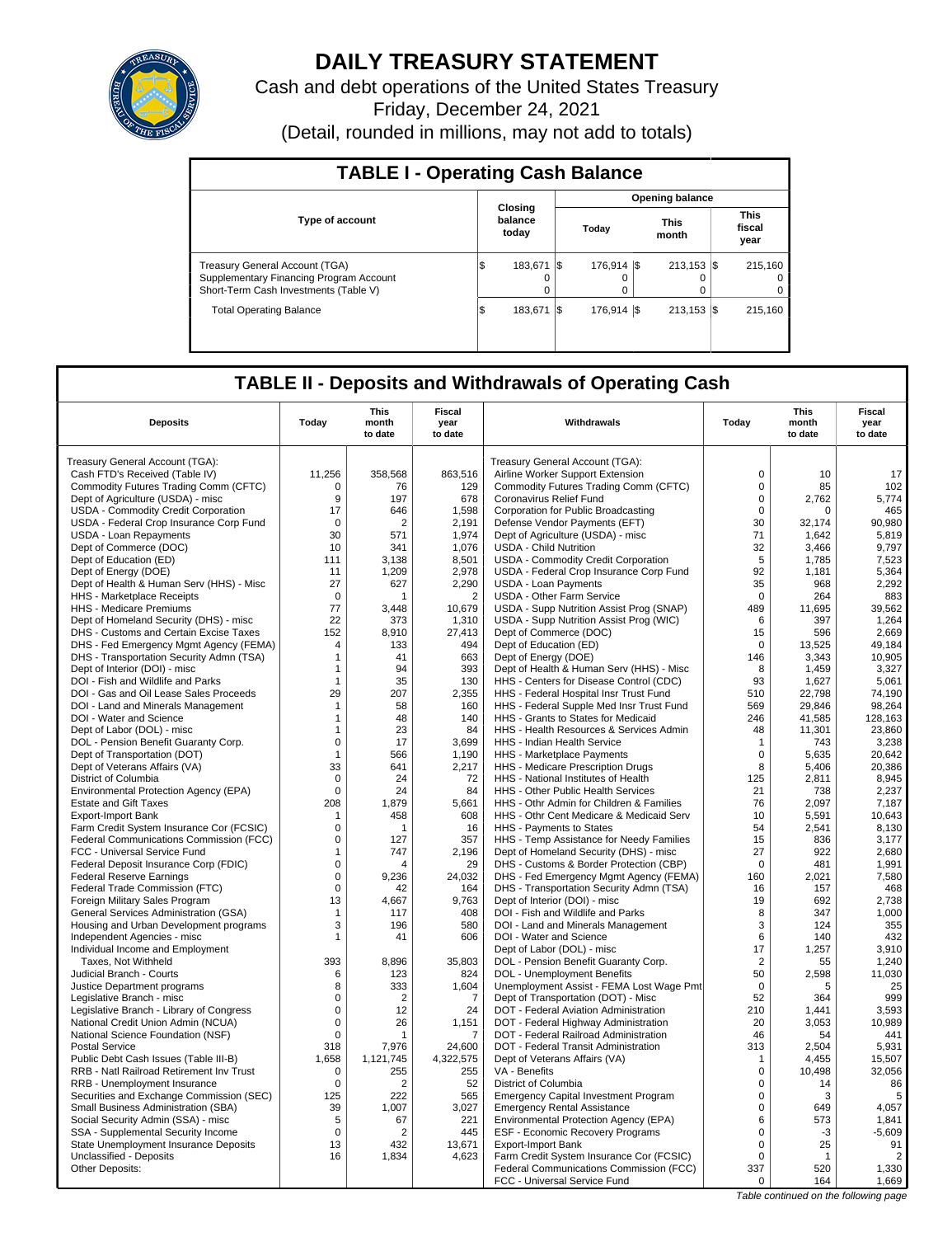# DAILY TREASURY STATEMENT

Cash and debt operations of the United States Treasury

Friday, December 24, 2021

(Detail, rounded in millions, may not add to totals)

## TABLE I - Operating Cash Balance

| Type of account | Closing balance today | Opening balance Today | Opening balance This month | Opening balance This fiscal year |
|---|---|---|---|---|
| Treasury General Account (TGA) | $ 183,671 | $ 176,914 | $ 213,153 | $ 215,160 |
| Supplementary Financing Program Account | 0 | 0 | 0 | 0 |
| Short-Term Cash Investments (Table V) | 0 | 0 | 0 | 0 |
| Total Operating Balance | $ 183,671 | $ 176,914 | $ 213,153 | $ 215,160 |

## TABLE II - Deposits and Withdrawals of Operating Cash

| Deposits | Today | This month to date | Fiscal year to date | Withdrawals | Today | This month to date | Fiscal year to date |
|---|---|---|---|---|---|---|---|
| Treasury General Account (TGA): | | | | Treasury General Account (TGA): | | | |
| Cash FTD's Received (Table IV) | 11,256 | 358,568 | 863,516 | Airline Worker Support Extension | 0 | 10 | 17 |
| Commodity Futures Trading Comm (CFTC) | 0 | 76 | 129 | Commodity Futures Trading Comm (CFTC) | 0 | 85 | 102 |
| Dept of Agriculture (USDA) - misc | 9 | 197 | 678 | Coronavirus Relief Fund | 0 | 2,762 | 5,774 |
| USDA - Commodity Credit Corporation | 17 | 646 | 1,598 | Corporation for Public Broadcasting | 0 | 0 | 465 |
| USDA - Federal Crop Insurance Corp Fund | 0 | 2 | 2,191 | Defense Vendor Payments (EFT) | 30 | 32,174 | 90,980 |
| USDA - Loan Repayments | 30 | 571 | 1,974 | Dept of Agriculture (USDA) - misc | 71 | 1,642 | 5,819 |
| Dept of Commerce (DOC) | 10 | 341 | 1,076 | USDA - Child Nutrition | 32 | 3,466 | 9,797 |
| Dept of Education (ED) | 111 | 3,138 | 8,501 | USDA - Commodity Credit Corporation | 5 | 1,785 | 7,523 |
| Dept of Energy (DOE) | 11 | 1,209 | 2,978 | USDA - Federal Crop Insurance Corp Fund | 92 | 1,181 | 5,364 |
| Dept of Health & Human Serv (HHS) - Misc | 27 | 627 | 2,290 | USDA - Loan Payments | 35 | 968 | 2,292 |
| HHS - Marketplace Receipts | 0 | 1 | 2 | USDA - Other Farm Service | 0 | 264 | 883 |
| HHS - Medicare Premiums | 77 | 3,448 | 10,679 | USDA - Supp Nutrition Assist Prog (SNAP) | 489 | 11,695 | 39,562 |
| Dept of Homeland Security (DHS) - misc | 22 | 373 | 1,310 | USDA - Supp Nutrition Assist Prog (WIC) | 6 | 397 | 1,264 |
| DHS - Customs and Certain Excise Taxes | 152 | 8,910 | 27,413 | Dept of Commerce (DOC) | 15 | 596 | 2,669 |
| DHS - Fed Emergency Mgmt Agency (FEMA) | 4 | 133 | 494 | Dept of Education (ED) | 0 | 13,525 | 49,184 |
| DHS - Transportation Security Admn (TSA) | 1 | 41 | 663 | Dept of Energy (DOE) | 146 | 3,343 | 10,905 |
| Dept of Interior (DOI) - misc | 1 | 94 | 393 | Dept of Health & Human Serv (HHS) - Misc | 8 | 1,459 | 3,327 |
| DOI - Fish and Wildlife and Parks | 1 | 35 | 130 | HHS - Centers for Disease Control (CDC) | 93 | 1,627 | 5,061 |
| DOI - Gas and Oil Lease Sales Proceeds | 29 | 207 | 2,355 | HHS - Federal Hospital Insr Trust Fund | 510 | 22,798 | 74,190 |
| DOI - Land and Minerals Management | 1 | 58 | 160 | HHS - Federal Supple Med Insr Trust Fund | 569 | 29,846 | 98,264 |
| DOI - Water and Science | 1 | 48 | 140 | HHS - Grants to States for Medicaid | 246 | 41,585 | 128,163 |
| Dept of Labor (DOL) - misc | 1 | 23 | 84 | HHS - Health Resources & Services Admin | 48 | 11,301 | 23,860 |
| DOL - Pension Benefit Guaranty Corp. | 0 | 17 | 3,699 | HHS - Indian Health Service | 1 | 743 | 3,238 |
| Dept of Transportation (DOT) | 1 | 566 | 1,190 | HHS - Marketplace Payments | 0 | 5,635 | 20,642 |
| Dept of Veterans Affairs (VA) | 33 | 641 | 2,217 | HHS - Medicare Prescription Drugs | 8 | 5,406 | 20,386 |
| District of Columbia | 0 | 24 | 72 | HHS - National Institutes of Health | 125 | 2,811 | 8,945 |
| Environmental Protection Agency (EPA) | 0 | 24 | 84 | HHS - Other Public Health Services | 21 | 738 | 2,237 |
| Estate and Gift Taxes | 208 | 1,879 | 5,661 | HHS - Othr Admin for Children & Families | 76 | 2,097 | 7,187 |
| Export-Import Bank | 1 | 458 | 608 | HHS - Othr Cent Medicare & Medicaid Serv | 10 | 5,591 | 10,643 |
| Farm Credit System Insurance Cor (FCSIC) | 0 | 1 | 16 | HHS - Payments to States | 54 | 2,541 | 8,130 |
| Federal Communications Commission (FCC) | 0 | 127 | 357 | HHS - Temp Assistance for Needy Families | 15 | 836 | 3,177 |
| FCC - Universal Service Fund | 1 | 747 | 2,196 | Dept of Homeland Security (DHS) - misc | 27 | 922 | 2,680 |
| Federal Deposit Insurance Corp (FDIC) | 0 | 4 | 29 | DHS - Customs & Border Protection (CBP) | 0 | 481 | 1,991 |
| Federal Reserve Earnings | 0 | 9,236 | 24,032 | DHS - Fed Emergency Mgmt Agency (FEMA) | 160 | 2,021 | 7,580 |
| Federal Trade Commission (FTC) | 0 | 42 | 164 | DHS - Transportation Security Admn (TSA) | 16 | 157 | 468 |
| Foreign Military Sales Program | 13 | 4,667 | 9,763 | Dept of Interior (DOI) - misc | 19 | 692 | 2,738 |
| General Services Administration (GSA) | 1 | 117 | 408 | DOI - Fish and Wildlife and Parks | 8 | 347 | 1,000 |
| Housing and Urban Development programs | 3 | 196 | 580 | DOI - Land and Minerals Management | 3 | 124 | 355 |
| Independent Agencies - misc | 1 | 41 | 606 | DOI - Water and Science | 6 | 140 | 432 |
| Individual Income and Employment | | | | Dept of Labor (DOL) - misc | 17 | 1,257 | 3,910 |
| Taxes, Not Withheld | 393 | 8,896 | 35,803 | DOL - Pension Benefit Guaranty Corp. | 2 | 55 | 1,240 |
| Judicial Branch - Courts | 6 | 123 | 824 | DOL - Unemployment Benefits | 50 | 2,598 | 11,030 |
| Justice Department programs | 8 | 333 | 1,604 | Unemployment Assist - FEMA Lost Wage Pmt | 0 | 5 | 25 |
| Legislative Branch - misc | 0 | 2 | 7 | Dept of Transportation (DOT) - Misc | 52 | 364 | 999 |
| Legislative Branch - Library of Congress | 0 | 12 | 24 | DOT - Federal Aviation Administration | 210 | 1,441 | 3,593 |
| National Credit Union Admin (NCUA) | 0 | 26 | 1,151 | DOT - Federal Highway Administration | 20 | 3,053 | 10,989 |
| National Science Foundation (NSF) | 0 | 1 | 7 | DOT - Federal Railroad Administration | 46 | 54 | 441 |
| Postal Service | 318 | 7,976 | 24,600 | DOT - Federal Transit Administration | 313 | 2,504 | 5,931 |
| Public Debt Cash Issues (Table III-B) | 1,658 | 1,121,745 | 4,322,575 | Dept of Veterans Affairs (VA) | 1 | 4,455 | 15,507 |
| RRB - Natl Railroad Retirement Inv Trust | 0 | 255 | 255 | VA - Benefits | 0 | 10,498 | 32,056 |
| RRB - Unemployment Insurance | 0 | 2 | 52 | District of Columbia | 0 | 14 | 86 |
| Securities and Exchange Commission (SEC) | 125 | 222 | 565 | Emergency Capital Investment Program | 0 | 3 | 5 |
| Small Business Administration (SBA) | 39 | 1,007 | 3,027 | Emergency Rental Assistance | 0 | 649 | 4,057 |
| Social Security Admin (SSA) - misc | 5 | 67 | 221 | Environmental Protection Agency (EPA) | 6 | 573 | 1,841 |
| SSA - Supplemental Security Income | 0 | 2 | 445 | ESF - Economic Recovery Programs | 0 | -3 | -5,609 |
| State Unemployment Insurance Deposits | 13 | 432 | 13,671 | Export-Import Bank | 0 | 25 | 91 |
| Unclassified - Deposits | 16 | 1,834 | 4,623 | Farm Credit System Insurance Cor (FCSIC) | 0 | 1 | 2 |
| Other Deposits: | | | | Federal Communications Commission (FCC) | 337 | 520 | 1,330 |
| | | | | FCC - Universal Service Fund | 0 | 164 | 1,669 |

*Table continued on the following page*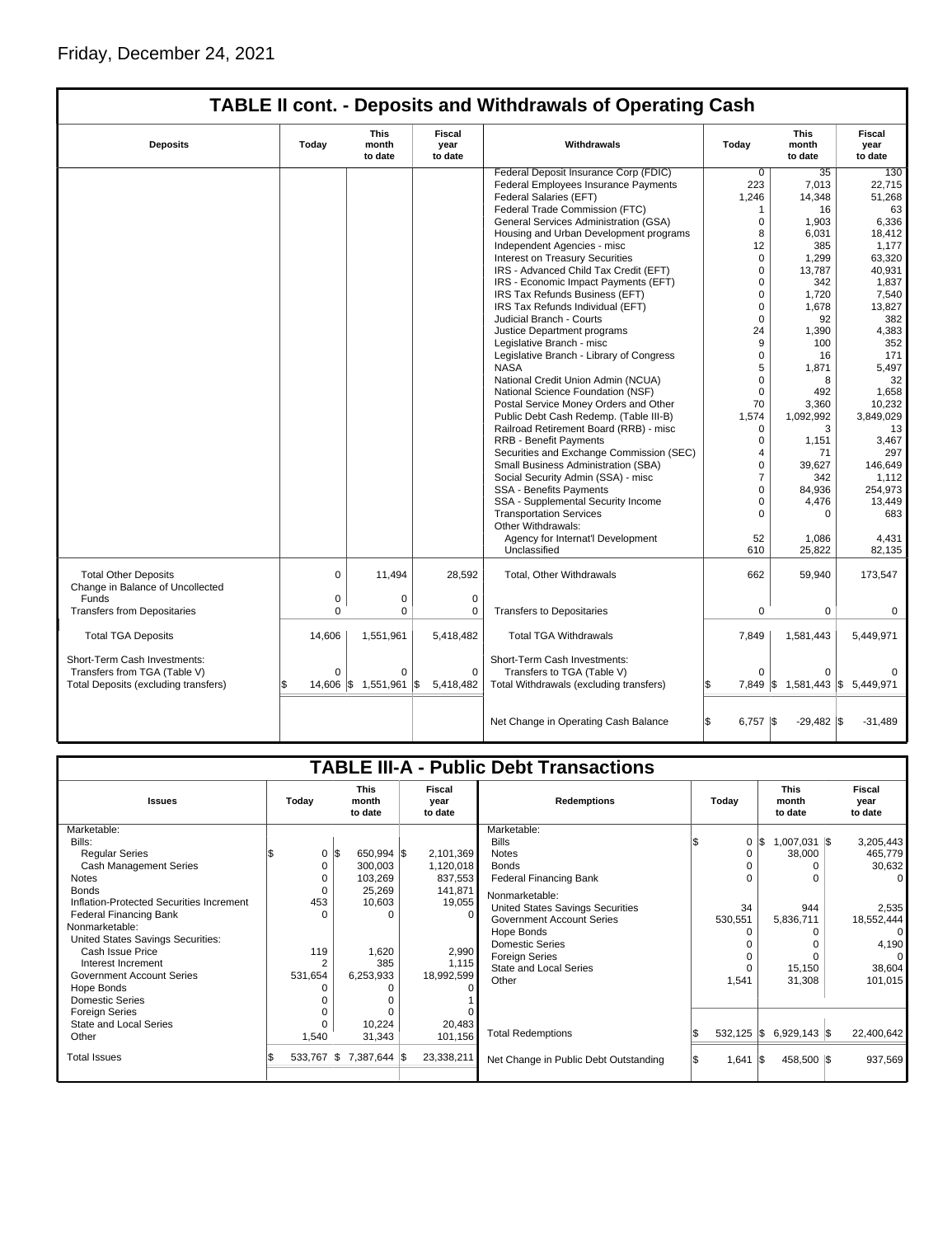Friday, December 24, 2021

## TABLE II cont. - Deposits and Withdrawals of Operating Cash

| Deposits | Today | This month to date | Fiscal year to date | Withdrawals | Today | This month to date | Fiscal year to date |
|---|---|---|---|---|---|---|---|
| | | | | Federal Deposit Insurance Corp (FDIC) | 0 | 35 | 130 |
| | | | | Federal Employees Insurance Payments | 223 | 7,013 | 22,715 |
| | | | | Federal Salaries (EFT) | 1,246 | 14,348 | 51,268 |
| | | | | Federal Trade Commission (FTC) | 1 | 16 | 63 |
| | | | | General Services Administration (GSA) | 0 | 1,903 | 6,336 |
| | | | | Housing and Urban Development programs | 8 | 6,031 | 18,412 |
| | | | | Independent Agencies - misc | 12 | 385 | 1,177 |
| | | | | Interest on Treasury Securities | 0 | 1,299 | 63,320 |
| | | | | IRS - Advanced Child Tax Credit (EFT) | 0 | 13,787 | 40,931 |
| | | | | IRS - Economic Impact Payments (EFT) | 0 | 342 | 1,837 |
| | | | | IRS Tax Refunds Business (EFT) | 0 | 1,720 | 7,540 |
| | | | | IRS Tax Refunds Individual (EFT) | 0 | 1,678 | 13,827 |
| | | | | Judicial Branch - Courts | 0 | 92 | 382 |
| | | | | Justice Department programs | 24 | 1,390 | 4,383 |
| | | | | Legislative Branch - misc | 9 | 100 | 352 |
| | | | | Legislative Branch - Library of Congress | 0 | 16 | 171 |
| | | | | NASA | 5 | 1,871 | 5,497 |
| | | | | National Credit Union Admin (NCUA) | 0 | 8 | 32 |
| | | | | National Science Foundation (NSF) | 0 | 492 | 1,658 |
| | | | | Postal Service Money Orders and Other | 70 | 3,360 | 10,232 |
| | | | | Public Debt Cash Redemp. (Table III-B) | 1,574 | 1,092,992 | 3,849,029 |
| | | | | Railroad Retirement Board (RRB) - misc | 0 | 3 | 13 |
| | | | | RRB - Benefit Payments | 0 | 1,151 | 3,467 |
| | | | | Securities and Exchange Commission (SEC) | 4 | 71 | 297 |
| | | | | Small Business Administration (SBA) | 0 | 39,627 | 146,649 |
| | | | | Social Security Admin (SSA) - misc | 7 | 342 | 1,112 |
| | | | | SSA - Benefits Payments | 0 | 84,936 | 254,973 |
| | | | | SSA - Supplemental Security Income | 0 | 4,476 | 13,449 |
| | | | | Transportation Services | 0 | 0 | 683 |
| | | | | Other Withdrawals: | | | |
| | | | | Agency for Internat'l Development | 52 | 1,086 | 4,431 |
| | | | | Unclassified | 610 | 25,822 | 82,135 |
| Total Other Deposits | 0 | 11,494 | 28,592 | Total, Other Withdrawals | 662 | 59,940 | 173,547 |
| Change in Balance of Uncollected Funds | 0 | 0 | 0 | | | | |
| Transfers from Depositaries | 0 | 0 | 0 | Transfers to Depositaries | 0 | 0 | 0 |
| Total TGA Deposits | 14,606 | 1,551,961 | 5,418,482 | Total TGA Withdrawals | 7,849 | 1,581,443 | 5,449,971 |
| Short-Term Cash Investments: | | | | Short-Term Cash Investments: | | | |
| Transfers from TGA (Table V) | 0 | 0 | 0 | Transfers to TGA (Table V) | 0 | 0 | 0 |
| Total Deposits (excluding transfers) | $ 14,606 | $ 1,551,961 | $ 5,418,482 | Total Withdrawals (excluding transfers) | $ 7,849 | $ 1,581,443 | $ 5,449,971 |
| | | | | Net Change in Operating Cash Balance | $ 6,757 | $ -29,482 | $ -31,489 |

## TABLE III-A - Public Debt Transactions

| Issues | Today | This month to date | Fiscal year to date | Redemptions | Today | This month to date | Fiscal year to date |
|---|---|---|---|---|---|---|---|
| Marketable: | | | | Marketable: | | | |
| Bills: | | | | Bills | $ 0 | $ 1,007,031 | $ 3,205,443 |
| Regular Series | $ 0 | $ 650,994 | $ 2,101,369 | Notes | 0 | 38,000 | 465,779 |
| Cash Management Series | 0 | 300,003 | 1,120,018 | Bonds | 0 | 0 | 30,632 |
| Notes | 0 | 103,269 | 837,553 | Federal Financing Bank | 0 | 0 | 0 |
| Bonds | 0 | 25,269 | 141,871 | Nonmarketable: | | | |
| Inflation-Protected Securities Increment | 453 | 10,603 | 19,055 | United States Savings Securities | 34 | 944 | 2,535 |
| Federal Financing Bank | 0 | 0 | 0 | Government Account Series | 530,551 | 5,836,711 | 18,552,444 |
| Nonmarketable: | | | | Hope Bonds | 0 | 0 | 0 |
| United States Savings Securities: | | | | Domestic Series | 0 | 0 | 4,190 |
| Cash Issue Price | 119 | 1,620 | 2,990 | Foreign Series | 0 | 0 | 0 |
| Interest Increment | 2 | 385 | 1,115 | State and Local Series | 0 | 15,150 | 38,604 |
| Government Account Series | 531,654 | 6,253,933 | 18,992,599 | Other | 1,541 | 31,308 | 101,015 |
| Hope Bonds | 0 | 0 | 0 | | | | |
| Domestic Series | 0 | 0 | 1 | | | | |
| Foreign Series | 0 | 0 | 0 | | | | |
| State and Local Series | 0 | 10,224 | 20,483 | | | | |
| Other | 1,540 | 31,343 | 101,156 | Total Redemptions | $ 532,125 | $ 6,929,143 | $ 22,400,642 |
| Total Issues | $ 533,767 | $ 7,387,644 | $ 23,338,211 | Net Change in Public Debt Outstanding | $ 1,641 | $ 458,500 | $ 937,569 |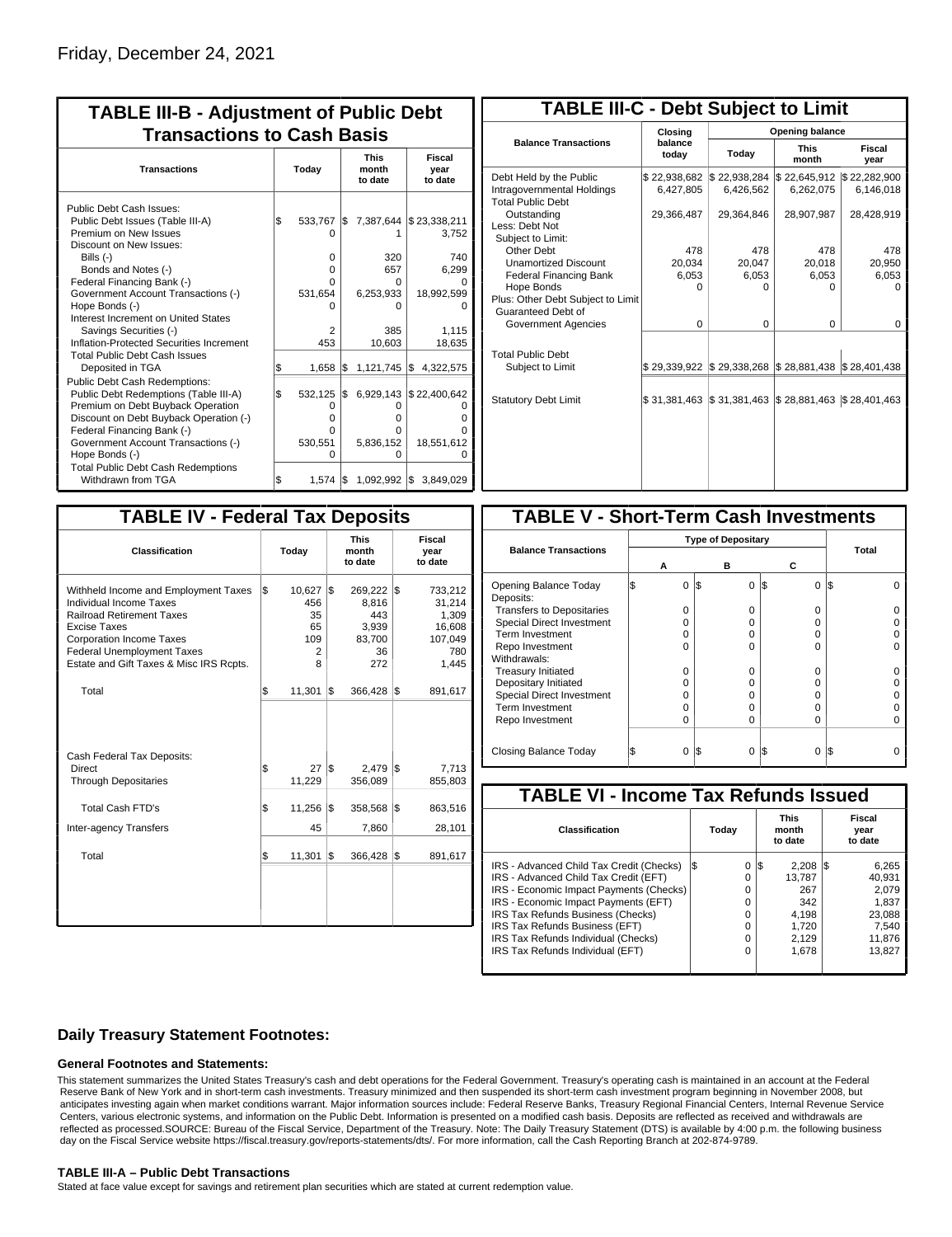Friday, December 24, 2021

## TABLE III-B - Adjustment of Public Debt Transactions to Cash Basis

| Transactions | Today | This month to date | Fiscal year to date |
|---|---|---|---|
| Public Debt Cash Issues: | | | |
| Public Debt Issues (Table III-A) | $ 533,767 | $ 7,387,644 | $ 23,338,211 |
| Premium on New Issues | 0 | 1 | 3,752 |
| Discount on New Issues: | | | |
| Bills (-) | 0 | 320 | 740 |
| Bonds and Notes (-) | 0 | 657 | 6,299 |
| Federal Financing Bank (-) | 0 | 0 | 0 |
| Government Account Transactions (-) | 531,654 | 6,253,933 | 18,992,599 |
| Hope Bonds (-) | 0 | 0 | 0 |
| Interest Increment on United States Savings Securities (-) | 2 | 385 | 1,115 |
| Inflation-Protected Securities Increment | 453 | 10,603 | 18,635 |
| Total Public Debt Cash Issues Deposited in TGA | $ 1,658 | $ 1,121,745 | $ 4,322,575 |
| Public Debt Cash Redemptions: | | | |
| Public Debt Redemptions (Table III-A) | $ 532,125 | $ 6,929,143 | $ 22,400,642 |
| Premium on Debt Buyback Operation | 0 | 0 | 0 |
| Discount on Debt Buyback Operation (-) | 0 | 0 | 0 |
| Federal Financing Bank (-) | 0 | 0 | 0 |
| Government Account Transactions (-) | 530,551 | 5,836,152 | 18,551,612 |
| Hope Bonds (-) | 0 | 0 | 0 |
| Total Public Debt Cash Redemptions Withdrawn from TGA | $ 1,574 | $ 1,092,992 | $ 3,849,029 |

## TABLE III-C - Debt Subject to Limit

| Balance Transactions | Closing balance today | Opening balance Today | Opening balance This month | Opening balance Fiscal year |
|---|---|---|---|---|
| Debt Held by the Public | $ 22,938,682 | $ 22,938,284 | $ 22,645,912 | $ 22,282,900 |
| Intragovernmental Holdings | 6,427,805 | 6,426,562 | 6,262,075 | 6,146,018 |
| Total Public Debt Outstanding | 29,366,487 | 29,364,846 | 28,907,987 | 28,428,919 |
| Less: Debt Not Subject to Limit: | | | | |
| Other Debt | 478 | 478 | 478 | 478 |
| Unamortized Discount | 20,034 | 20,047 | 20,018 | 20,950 |
| Federal Financing Bank | 6,053 | 6,053 | 6,053 | 6,053 |
| Hope Bonds | 0 | 0 | 0 | 0 |
| Plus: Other Debt Subject to Limit Guaranteed Debt of Government Agencies | 0 | 0 | 0 | 0 |
| Total Public Debt Subject to Limit | $ 29,339,922 | $ 29,338,268 | $ 28,881,438 | $ 28,401,438 |
| Statutory Debt Limit | $ 31,381,463 | $ 31,381,463 | $ 28,881,463 | $ 28,401,463 |

## TABLE IV - Federal Tax Deposits

| Classification | Today | This month to date | Fiscal year to date |
|---|---|---|---|
| Withheld Income and Employment Taxes | $ 10,627 | $ 269,222 | $ 733,212 |
| Individual Income Taxes | 456 | 8,816 | 31,214 |
| Railroad Retirement Taxes | 35 | 443 | 1,309 |
| Excise Taxes | 65 | 3,939 | 16,608 |
| Corporation Income Taxes | 109 | 83,700 | 107,049 |
| Federal Unemployment Taxes | 2 | 36 | 780 |
| Estate and Gift Taxes & Misc IRS Rcpts. | 8 | 272 | 1,445 |
| Total | $ 11,301 | $ 366,428 | $ 891,617 |
| Cash Federal Tax Deposits: | | | |
| Direct | $ 27 | $ 2,479 | $ 7,713 |
| Through Depositaries | 11,229 | 356,089 | 855,803 |
| Total Cash FTD's | $ 11,256 | $ 358,568 | $ 863,516 |
| Inter-agency Transfers | 45 | 7,860 | 28,101 |
| Total | $ 11,301 | $ 366,428 | $ 891,617 |

## TABLE V - Short-Term Cash Investments

| Balance Transactions | A | B | C | Total |
|---|---|---|---|---|
| Opening Balance Today | $ 0 | $ 0 | $ 0 | $ 0 |
| Deposits: | | | | |
| Transfers to Depositaries | 0 | 0 | 0 | 0 |
| Special Direct Investment | 0 | 0 | 0 | 0 |
| Term Investment | 0 | 0 | 0 | 0 |
| Repo Investment | 0 | 0 | 0 | 0 |
| Withdrawals: | | | | |
| Treasury Initiated | 0 | 0 | 0 | 0 |
| Depositary Initiated | 0 | 0 | 0 | 0 |
| Special Direct Investment | 0 | 0 | 0 | 0 |
| Term Investment | 0 | 0 | 0 | 0 |
| Repo Investment | 0 | 0 | 0 | 0 |
| Closing Balance Today | $ 0 | $ 0 | $ 0 | $ 0 |

## TABLE VI - Income Tax Refunds Issued

| Classification | Today | This month to date | Fiscal year to date |
|---|---|---|---|
| IRS - Advanced Child Tax Credit (Checks) | $ 0 | $ 2,208 | $ 6,265 |
| IRS - Advanced Child Tax Credit (EFT) | 0 | 13,787 | 40,931 |
| IRS - Economic Impact Payments (Checks) | 0 | 267 | 2,079 |
| IRS - Economic Impact Payments (EFT) | 0 | 342 | 1,837 |
| IRS Tax Refunds Business (Checks) | 0 | 4,198 | 23,088 |
| IRS Tax Refunds Business (EFT) | 0 | 1,720 | 7,540 |
| IRS Tax Refunds Individual (Checks) | 0 | 2,129 | 11,876 |
| IRS Tax Refunds Individual (EFT) | 0 | 1,678 | 13,827 |

### Daily Treasury Statement Footnotes:

#### General Footnotes and Statements:

This statement summarizes the United States Treasury's cash and debt operations for the Federal Government. Treasury's operating cash is maintained in an account at the Federal Reserve Bank of New York and in short-term cash investments. Treasury minimized and then suspended its short-term cash investment program beginning in November 2008, but anticipates investing again when market conditions warrant. Major information sources include: Federal Reserve Banks, Treasury Regional Financial Centers, Internal Revenue Service Centers, various electronic systems, and information on the Public Debt. Information is presented on a modified cash basis. Deposits are reflected as received and withdrawals are reflected as processed.SOURCE: Bureau of the Fiscal Service, Department of the Treasury. Note: The Daily Treasury Statement (DTS) is available by 4:00 p.m. the following business day on the Fiscal Service website https://fiscal.treasury.gov/reports-statements/dts/. For more information, call the Cash Reporting Branch at 202-874-9789.

#### TABLE III-A – Public Debt Transactions

Stated at face value except for savings and retirement plan securities which are stated at current redemption value.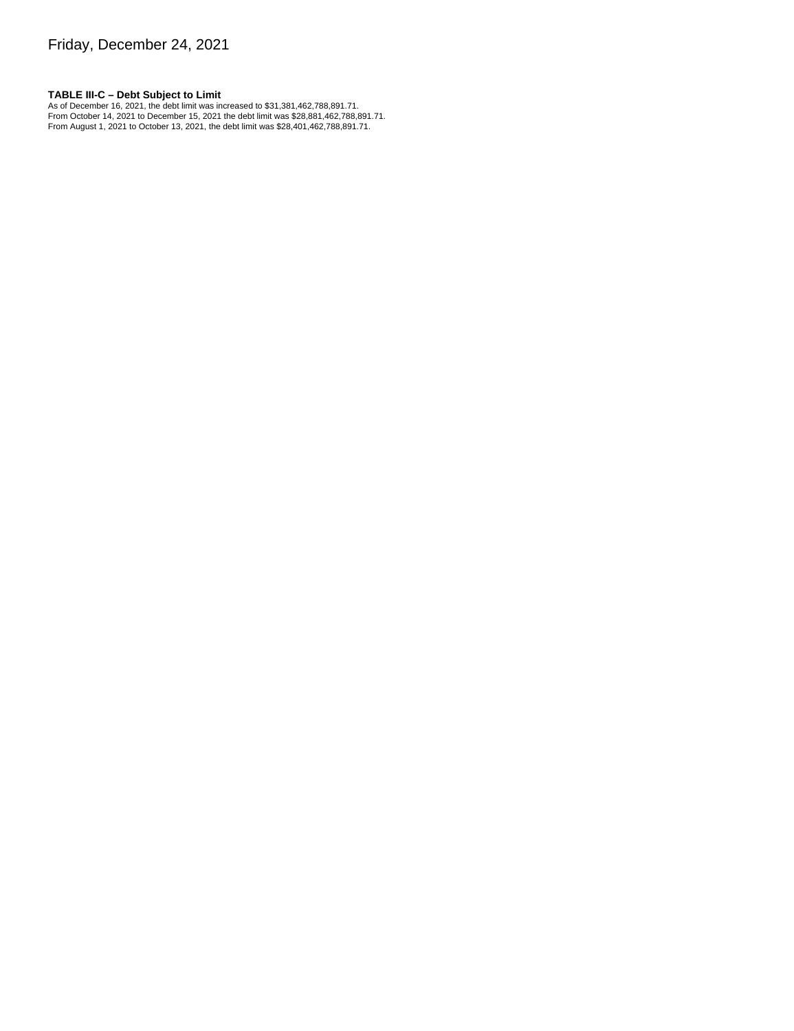Friday, December 24, 2021

**TABLE III-C – Debt Subject to Limit**

As of December 16, 2021, the debt limit was increased to $31,381,462,788,891.71.
From October 14, 2021 to December 15, 2021 the debt limit was $28,881,462,788,891.71.
From August 1, 2021 to October 13, 2021, the debt limit was $28,401,462,788,891.71.